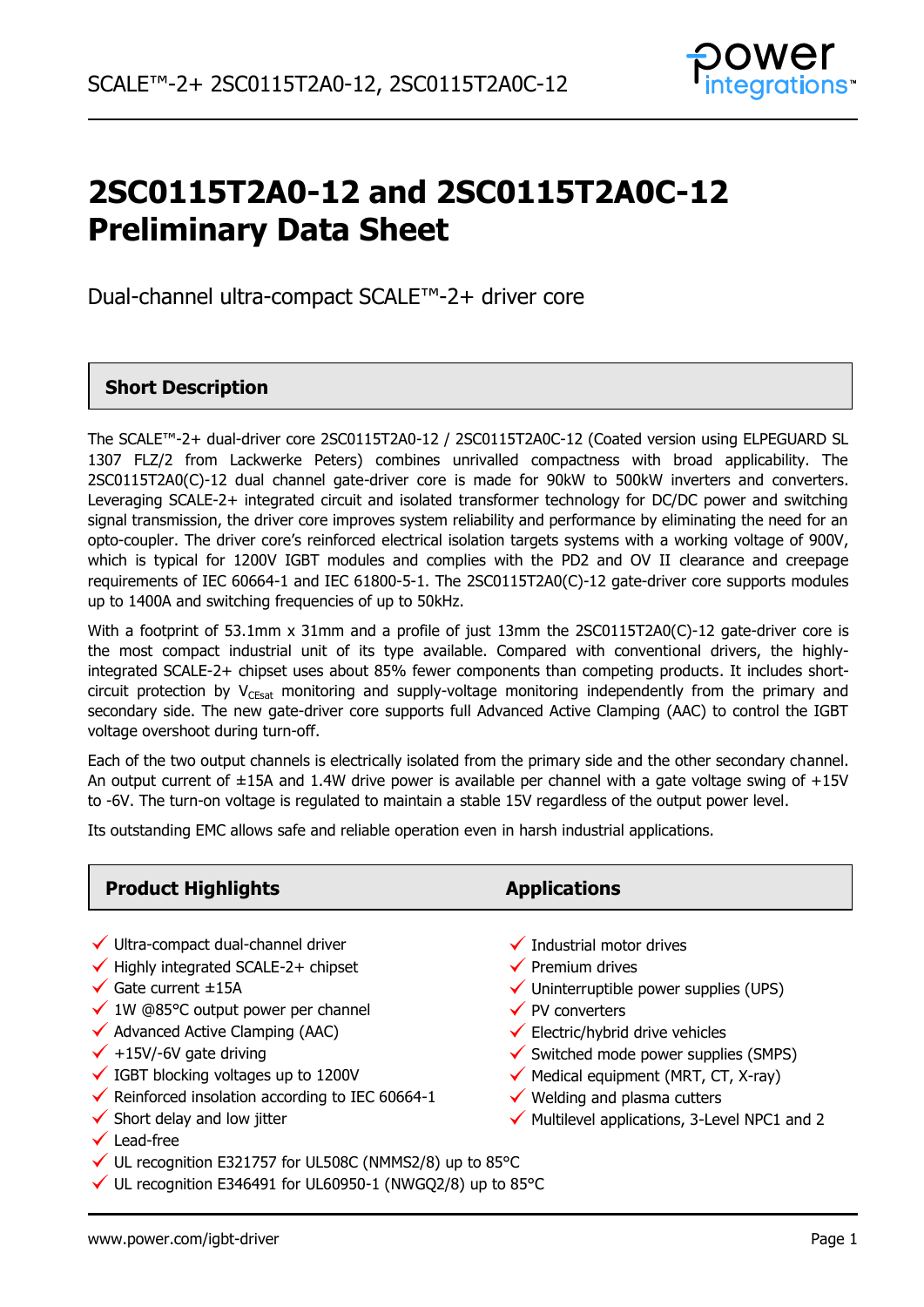# 2SC0115T2A0-12 and 2SC0115T2A0C-12 Preliminary Data Sheet

Dual-channel ultra-compact SCALE™-2+ driver core

## Short Description

The SCALE™-2+ dual-driver core 2SC0115T2A0-12 / 2SC0115T2A0C-12 (Coated version using ELPEGUARD SL 1307 FLZ/2 from Lackwerke Peters) combines unrivalled compactness with broad applicability. The 2SC0115T2A0(C)-12 dual channel gate-driver core is made for 90kW to 500kW inverters and converters. Leveraging SCALE-2+ integrated circuit and isolated transformer technology for DC/DC power and switching signal transmission, the driver core improves system reliability and performance by eliminating the need for an opto-coupler. The driver core's reinforced electrical isolation targets systems with a working voltage of 900V, which is typical for 1200V IGBT modules and complies with the PD2 and OV II clearance and creepage requirements of IEC 60664-1 and IEC 61800-5-1. The 2SC0115T2A0(C)-12 gate-driver core supports modules up to 1400A and switching frequencies of up to 50kHz.

With a footprint of 53.1mm x 31mm and a profile of just 13mm the 2SC0115T2A0(C)-12 gate-driver core is the most compact industrial unit of its type available. Compared with conventional drivers, the highly-integrated SCALE-2+ chipset uses about 85% fewer components than competing products. It includes short-circuit protection by $V_{CEsat}$ monitoring and supply-voltage monitoring independently from the primary and secondary side. The new gate-driver core supports full Advanced Active Clamping (AAC) to control the IGBT voltage overshoot during turn-off.

Each of the two output channels is electrically isolated from the primary side and the other secondary channel. An output current of ±15A and 1.4W drive power is available per channel with a gate voltage swing of +15V to -6V. The turn-on voltage is regulated to maintain a stable 15V regardless of the output power level.

Its outstanding EMC allows safe and reliable operation even in harsh industrial applications.

## Product Highlights

- ✓ Ultra-compact dual-channel driver
- ✓ Highly integrated SCALE-2+ chipset
- ✓ Gate current ±15A
- ✓ 1W @85°C output power per channel
- ✓ Advanced Active Clamping (AAC)
- ✓ +15V/-6V gate driving
- ✓ IGBT blocking voltages up to 1200V
- ✓ Reinforced insolation according to IEC 60664-1
- ✓ Short delay and low jitter
- ✓ Lead-free
- ✓ UL recognition E321757 for UL508C (NMMS2/8) up to 85°C
- ✓ UL recognition E346491 for UL60950-1 (NWGQ2/8) up to 85°C

## Applications

- ✓ Industrial motor drives
- ✓ Premium drives
- ✓ Uninterruptible power supplies (UPS)
- ✓ PV converters
- ✓ Electric/hybrid drive vehicles
- ✓ Switched mode power supplies (SMPS)
- ✓ Medical equipment (MRT, CT, X-ray)
- ✓ Welding and plasma cutters
- ✓ Multilevel applications, 3-Level NPC1 and 2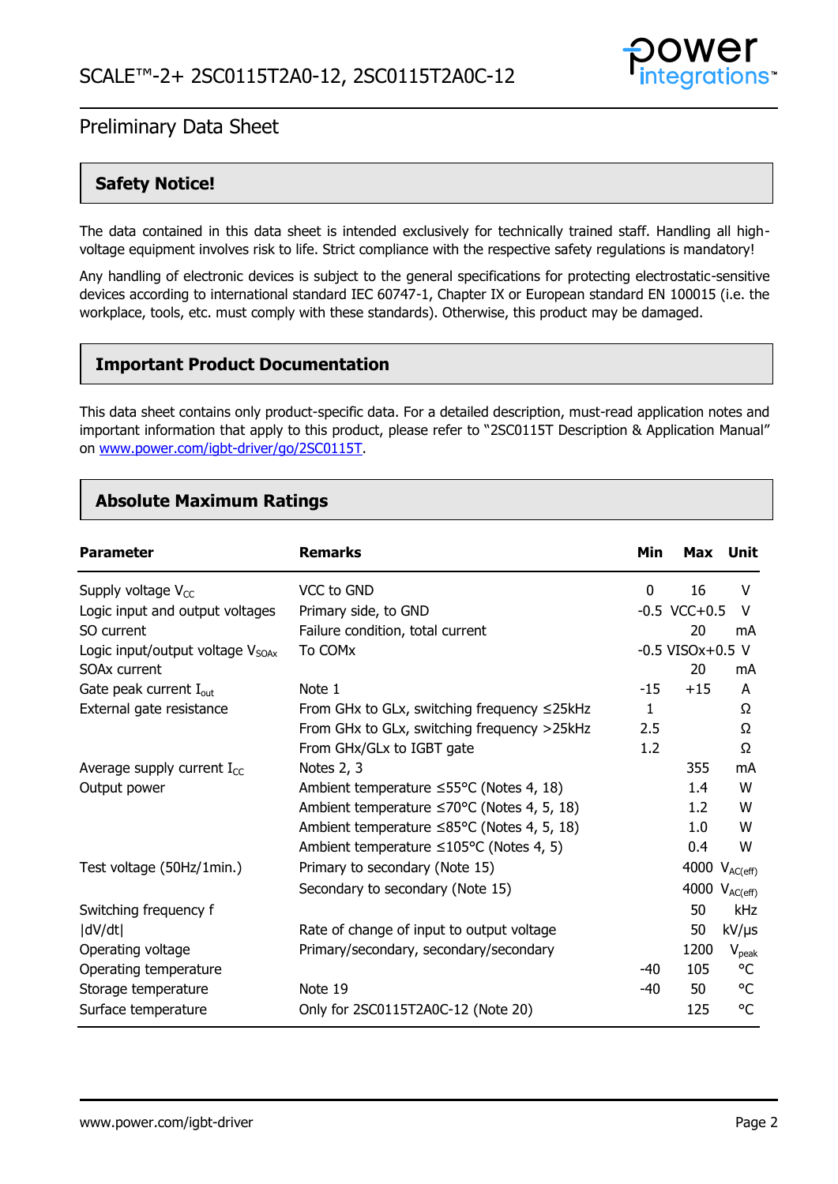## Safety Notice!

The data contained in this data sheet is intended exclusively for technically trained staff. Handling all high-voltage equipment involves risk to life. Strict compliance with the respective safety regulations is mandatory!

Any handling of electronic devices is subject to the general specifications for protecting electrostatic-sensitive devices according to international standard IEC 60747-1, Chapter IX or European standard EN 100015 (i.e. the workplace, tools, etc. must comply with these standards). Otherwise, this product may be damaged.

## Important Product Documentation

This data sheet contains only product-specific data. For a detailed description, must-read application notes and important information that apply to this product, please refer to "2SC0115T Description & Application Manual" on www.power.com/igbt-driver/go/2SC0115T.

## Absolute Maximum Ratings

| Parameter | Remarks | Min | Max | Unit |
|---|---|---|---|---|
| Supply voltage $V_{CC}$ | VCC to GND | 0 | 16 | V |
| Logic input and output voltages | Primary side, to GND | -0.5 | VCC+0.5 | V |
| SO current | Failure condition, total current | | 20 | mA |
| Logic input/output voltage $V_{SOAx}$ | To COMx | -0.5 | VISOx+0.5 | V |
| SOAx current | | | 20 | mA |
| Gate peak current $I_{out}$ | Note 1 | -15 | +15 | A |
| External gate resistance | From GHx to GLx, switching frequency ≤25kHz | 1 | | Ω |
| | From GHx to GLx, switching frequency >25kHz | 2.5 | | Ω |
| | From GHx/GLx to IGBT gate | 1.2 | | Ω |
| Average supply current $I_{CC}$ | Notes 2, 3 | | 355 | mA |
| Output power | Ambient temperature ≤55°C (Notes 4, 18) | | 1.4 | W |
| | Ambient temperature ≤70°C (Notes 4, 5, 18) | | 1.2 | W |
| | Ambient temperature ≤85°C (Notes 4, 5, 18) | | 1.0 | W |
| | Ambient temperature ≤105°C (Notes 4, 5) | | 0.4 | W |
| Test voltage (50Hz/1min.) | Primary to secondary (Note 15) | | 4000 | $V_{AC(eff)}$ |
| | Secondary to secondary (Note 15) | | 4000 | $V_{AC(eff)}$ |
| Switching frequency f | | | 50 | kHz |
| \|dV/dt\| | Rate of change of input to output voltage | | 50 | kV/μs |
| Operating voltage | Primary/secondary, secondary/secondary | | 1200 | $V_{peak}$ |
| Operating temperature | | -40 | 105 | °C |
| Storage temperature | Note 19 | -40 | 50 | °C |
| Surface temperature | Only for 2SC0115T2A0C-12 (Note 20) | | 125 | °C |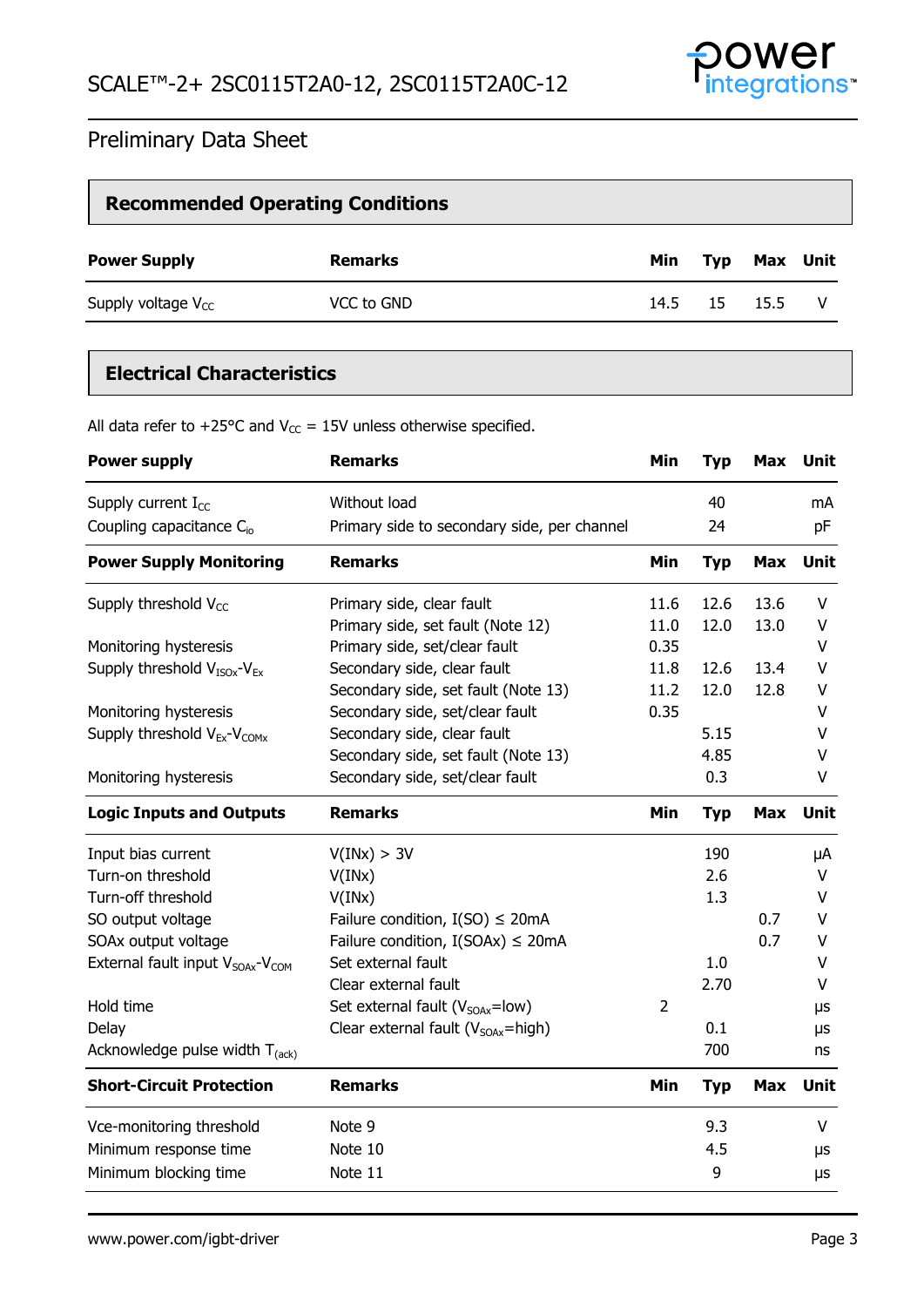## Recommended Operating Conditions

| Power Supply | Remarks | Min | Typ | Max | Unit |
|---|---|---|---|---|---|
| Supply voltage $V_{CC}$ | VCC to GND | 14.5 | 15 | 15.5 | V |

## Electrical Characteristics

All data refer to +25°C and $V_{CC}$ = 15V unless otherwise specified.

| Power supply | Remarks | Min | Typ | Max | Unit |
|---|---|---|---|---|---|
| Supply current $I_{CC}$ | Without load | | 40 | | mA |
| Coupling capacitance $C_{io}$ | Primary side to secondary side, per channel | | 24 | | pF |
| **Power Supply Monitoring** | **Remarks** | **Min** | **Typ** | **Max** | **Unit** |
| Supply threshold $V_{CC}$ | Primary side, clear fault | 11.6 | 12.6 | 13.6 | V |
| | Primary side, set fault (Note 12) | 11.0 | 12.0 | 13.0 | V |
| Monitoring hysteresis | Primary side, set/clear fault | 0.35 | | | V |
| Supply threshold $V_{ISOx}$-$V_{Ex}$ | Secondary side, clear fault | 11.8 | 12.6 | 13.4 | V |
| | Secondary side, set fault (Note 13) | 11.2 | 12.0 | 12.8 | V |
| Monitoring hysteresis | Secondary side, set/clear fault | 0.35 | | | V |
| Supply threshold $V_{Ex}$-$V_{COMx}$ | Secondary side, clear fault | | 5.15 | | V |
| | Secondary side, set fault (Note 13) | | 4.85 | | V |
| Monitoring hysteresis | Secondary side, set/clear fault | | 0.3 | | V |
| **Logic Inputs and Outputs** | **Remarks** | **Min** | **Typ** | **Max** | **Unit** |
| Input bias current | V(INx) > 3V | | 190 | | µA |
| Turn-on threshold | V(INx) | | 2.6 | | V |
| Turn-off threshold | V(INx) | | 1.3 | | V |
| SO output voltage | Failure condition, I(SO) ≤ 20mA | | | 0.7 | V |
| SOAx output voltage | Failure condition, I(SOAx) ≤ 20mA | | | 0.7 | V |
| External fault input $V_{SOAx}$-$V_{COM}$ | Set external fault | | 1.0 | | V |
| | Clear external fault | | 2.70 | | V |
| Hold time | Set external fault ($V_{SOAx}$=low) | 2 | | | µs |
| Delay | Clear external fault ($V_{SOAx}$=high) | | 0.1 | | µs |
| Acknowledge pulse width $T_{(ack)}$ | | | 700 | | ns |
| **Short-Circuit Protection** | **Remarks** | **Min** | **Typ** | **Max** | **Unit** |
| Vce-monitoring threshold | Note 9 | | 9.3 | | V |
| Minimum response time | Note 10 | | 4.5 | | µs |
| Minimum blocking time | Note 11 | | 9 | | µs |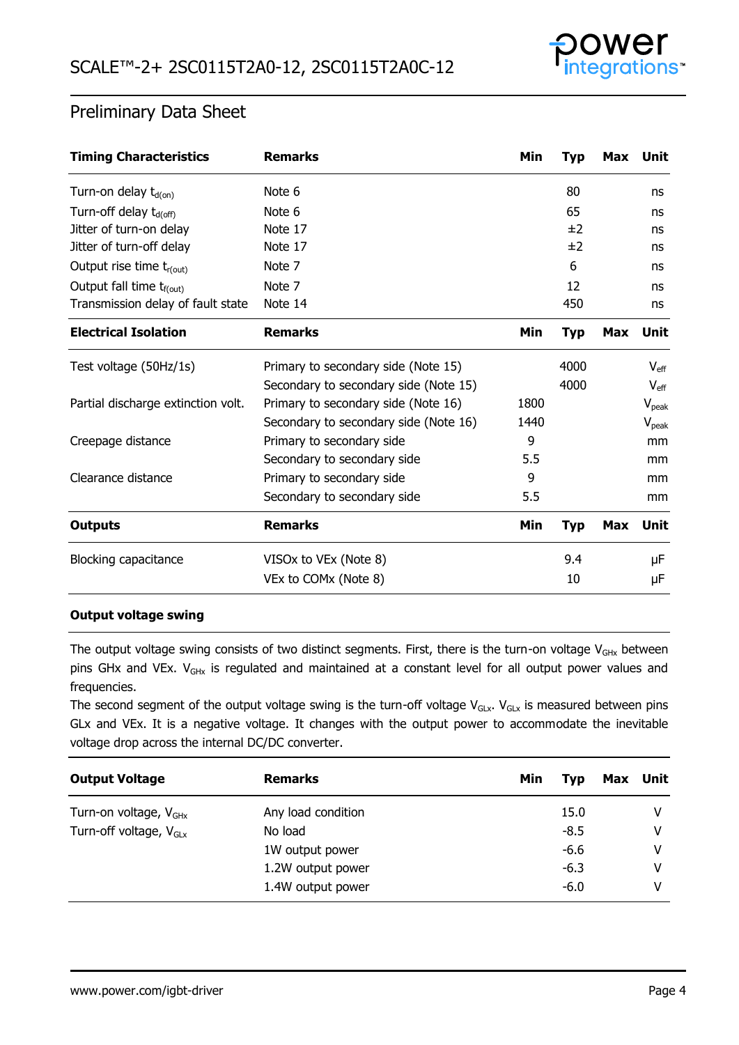## Preliminary Data Sheet

| Timing Characteristics | Remarks | Min | Typ | Max | Unit |
|---|---|---|---|---|---|
| Turn-on delay $t_{d(on)}$ | Note 6 | | 80 | | ns |
| Turn-off delay $t_{d(off)}$ | Note 6 | | 65 | | ns |
| Jitter of turn-on delay | Note 17 | | ±2 | | ns |
| Jitter of turn-off delay | Note 17 | | ±2 | | ns |
| Output rise time $t_{r(out)}$ | Note 7 | | 6 | | ns |
| Output fall time $t_{f(out)}$ | Note 7 | | 12 | | ns |
| Transmission delay of fault state | Note 14 | | 450 | | ns |

| Electrical Isolation | Remarks | Min | Typ | Max | Unit |
|---|---|---|---|---|---|
| Test voltage (50Hz/1s) | Primary to secondary side (Note 15) | | 4000 | | $V_{eff}$ |
| | Secondary to secondary side (Note 15) | | 4000 | | $V_{eff}$ |
| Partial discharge extinction volt. | Primary to secondary side (Note 16) | 1800 | | | $V_{peak}$ |
| | Secondary to secondary side (Note 16) | 1440 | | | $V_{peak}$ |
| Creepage distance | Primary to secondary side | 9 | | | mm |
| | Secondary to secondary side | 5.5 | | | mm |
| Clearance distance | Primary to secondary side | 9 | | | mm |
| | Secondary to secondary side | 5.5 | | | mm |

| Outputs | Remarks | Min | Typ | Max | Unit |
|---|---|---|---|---|---|
| Blocking capacitance | VISOx to VEx (Note 8) | | 9.4 | | µF |
| | VEx to COMx (Note 8) | | 10 | | µF |

### Output voltage swing

The output voltage swing consists of two distinct segments. First, there is the turn-on voltage $V_{GHx}$ between pins GHx and VEx. $V_{GHx}$ is regulated and maintained at a constant level for all output power values and frequencies.
The second segment of the output voltage swing is the turn-off voltage $V_{GLx}$. $V_{GLx}$ is measured between pins GLx and VEx. It is a negative voltage. It changes with the output power to accommodate the inevitable voltage drop across the internal DC/DC converter.

| Output Voltage | Remarks | Min | Typ | Max | Unit |
|---|---|---|---|---|---|
| Turn-on voltage, $V_{GHx}$ | Any load condition | | 15.0 | | V |
| Turn-off voltage, $V_{GLx}$ | No load | | -8.5 | | V |
| | 1W output power | | -6.6 | | V |
| | 1.2W output power | | -6.3 | | V |
| | 1.4W output power | | -6.0 | | V |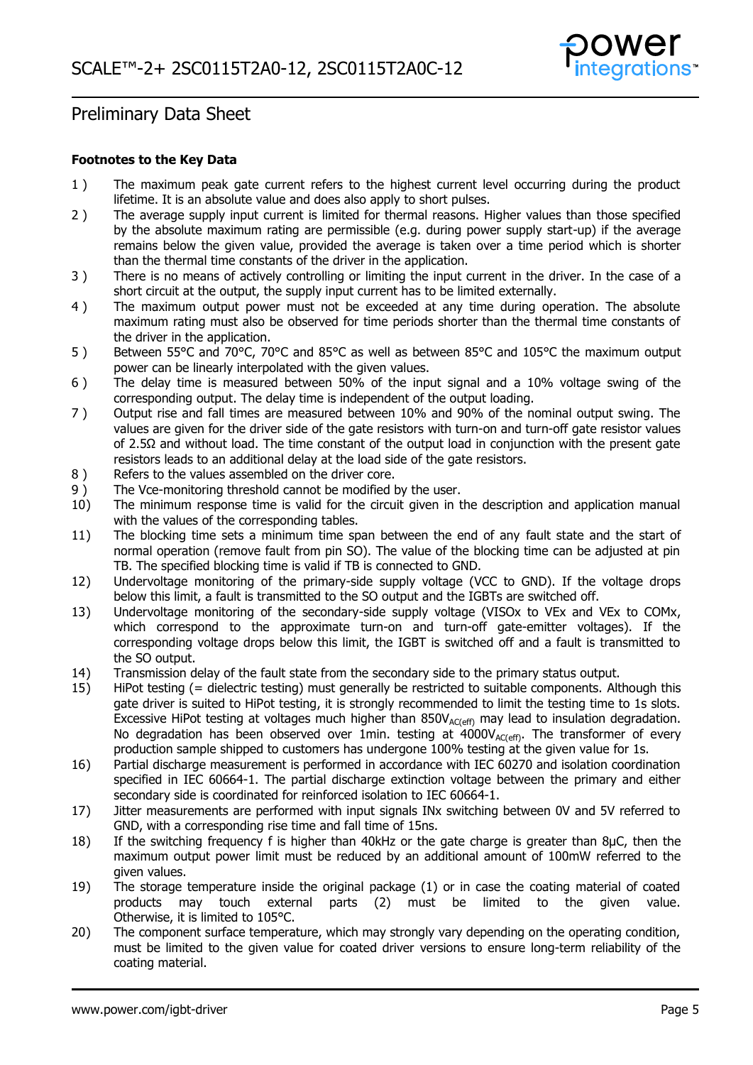# Preliminary Data Sheet

**Footnotes to the Key Data**

1) The maximum peak gate current refers to the highest current level occurring during the product lifetime. It is an absolute value and does also apply to short pulses.
2) The average supply input current is limited for thermal reasons. Higher values than those specified by the absolute maximum rating are permissible (e.g. during power supply start-up) if the average remains below the given value, provided the average is taken over a time period which is shorter than the thermal time constants of the driver in the application.
3) There is no means of actively controlling or limiting the input current in the driver. In the case of a short circuit at the output, the supply input current has to be limited externally.
4) The maximum output power must not be exceeded at any time during operation. The absolute maximum rating must also be observed for time periods shorter than the thermal time constants of the driver in the application.
5) Between 55°C and 70°C, 70°C and 85°C as well as between 85°C and 105°C the maximum output power can be linearly interpolated with the given values.
6) The delay time is measured between 50% of the input signal and a 10% voltage swing of the corresponding output. The delay time is independent of the output loading.
7) Output rise and fall times are measured between 10% and 90% of the nominal output swing. The values are given for the driver side of the gate resistors with turn-on and turn-off gate resistor values of 2.5Ω and without load. The time constant of the output load in conjunction with the present gate resistors leads to an additional delay at the load side of the gate resistors.
8) Refers to the values assembled on the driver core.
9) The Vce-monitoring threshold cannot be modified by the user.
10) The minimum response time is valid for the circuit given in the description and application manual with the values of the corresponding tables.
11) The blocking time sets a minimum time span between the end of any fault state and the start of normal operation (remove fault from pin SO). The value of the blocking time can be adjusted at pin TB. The specified blocking time is valid if TB is connected to GND.
12) Undervoltage monitoring of the primary-side supply voltage (VCC to GND). If the voltage drops below this limit, a fault is transmitted to the SO output and the IGBTs are switched off.
13) Undervoltage monitoring of the secondary-side supply voltage (VISOx to VEx and VEx to COMx, which correspond to the approximate turn-on and turn-off gate-emitter voltages). If the corresponding voltage drops below this limit, the IGBT is switched off and a fault is transmitted to the SO output.
14) Transmission delay of the fault state from the secondary side to the primary status output.
15) HiPot testing (= dielectric testing) must generally be restricted to suitable components. Although this gate driver is suited to HiPot testing, it is strongly recommended to limit the testing time to 1s slots. Excessive HiPot testing at voltages much higher than $850V_{AC(eff)}$ may lead to insulation degradation. No degradation has been observed over 1min. testing at $4000V_{AC(eff)}$. The transformer of every production sample shipped to customers has undergone 100% testing at the given value for 1s.
16) Partial discharge measurement is performed in accordance with IEC 60270 and isolation coordination specified in IEC 60664-1. The partial discharge extinction voltage between the primary and either secondary side is coordinated for reinforced isolation to IEC 60664-1.
17) Jitter measurements are performed with input signals INx switching between 0V and 5V referred to GND, with a corresponding rise time and fall time of 15ns.
18) If the switching frequency f is higher than 40kHz or the gate charge is greater than 8µC, then the maximum output power limit must be reduced by an additional amount of 100mW referred to the given values.
19) The storage temperature inside the original package (1) or in case the coating material of coated products may touch external parts (2) must be limited to the given value. Otherwise, it is limited to 105°C.
20) The component surface temperature, which may strongly vary depending on the operating condition, must be limited to the given value for coated driver versions to ensure long-term reliability of the coating material.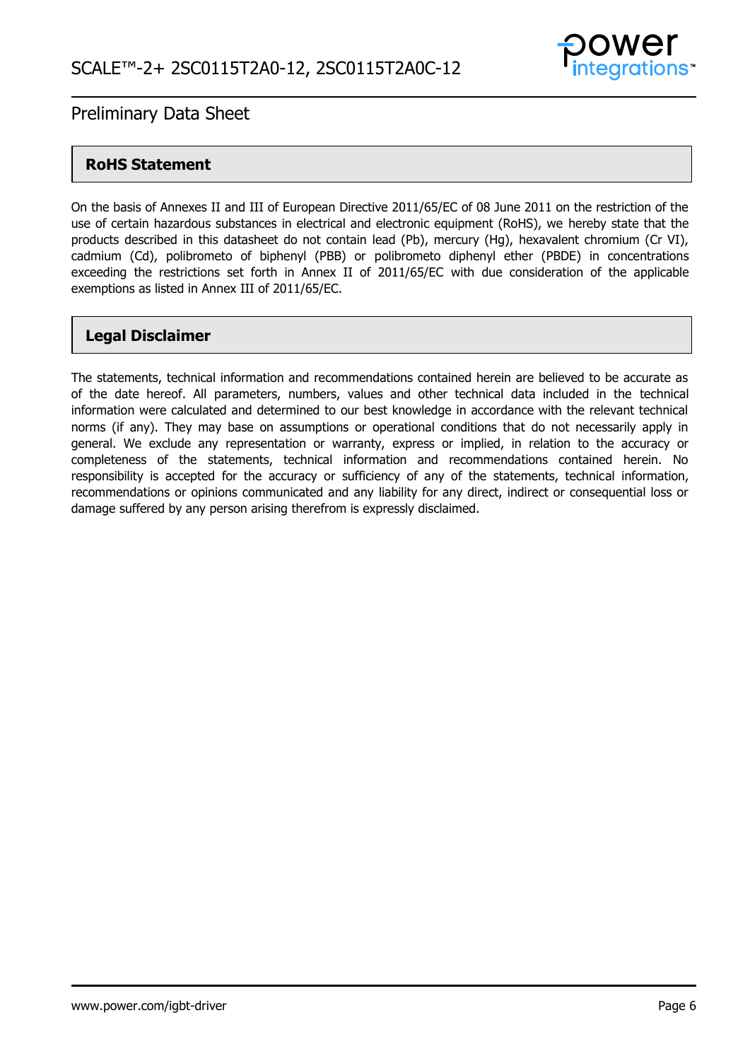## RoHS Statement

On the basis of Annexes II and III of European Directive 2011/65/EC of 08 June 2011 on the restriction of the use of certain hazardous substances in electrical and electronic equipment (RoHS), we hereby state that the products described in this datasheet do not contain lead (Pb), mercury (Hg), hexavalent chromium (Cr VI), cadmium (Cd), polibrometo of biphenyl (PBB) or polibrometo diphenyl ether (PBDE) in concentrations exceeding the restrictions set forth in Annex II of 2011/65/EC with due consideration of the applicable exemptions as listed in Annex III of 2011/65/EC.

## Legal Disclaimer

The statements, technical information and recommendations contained herein are believed to be accurate as of the date hereof. All parameters, numbers, values and other technical data included in the technical information were calculated and determined to our best knowledge in accordance with the relevant technical norms (if any). They may base on assumptions or operational conditions that do not necessarily apply in general. We exclude any representation or warranty, express or implied, in relation to the accuracy or completeness of the statements, technical information and recommendations contained herein. No responsibility is accepted for the accuracy or sufficiency of any of the statements, technical information, recommendations or opinions communicated and any liability for any direct, indirect or consequential loss or damage suffered by any person arising therefrom is expressly disclaimed.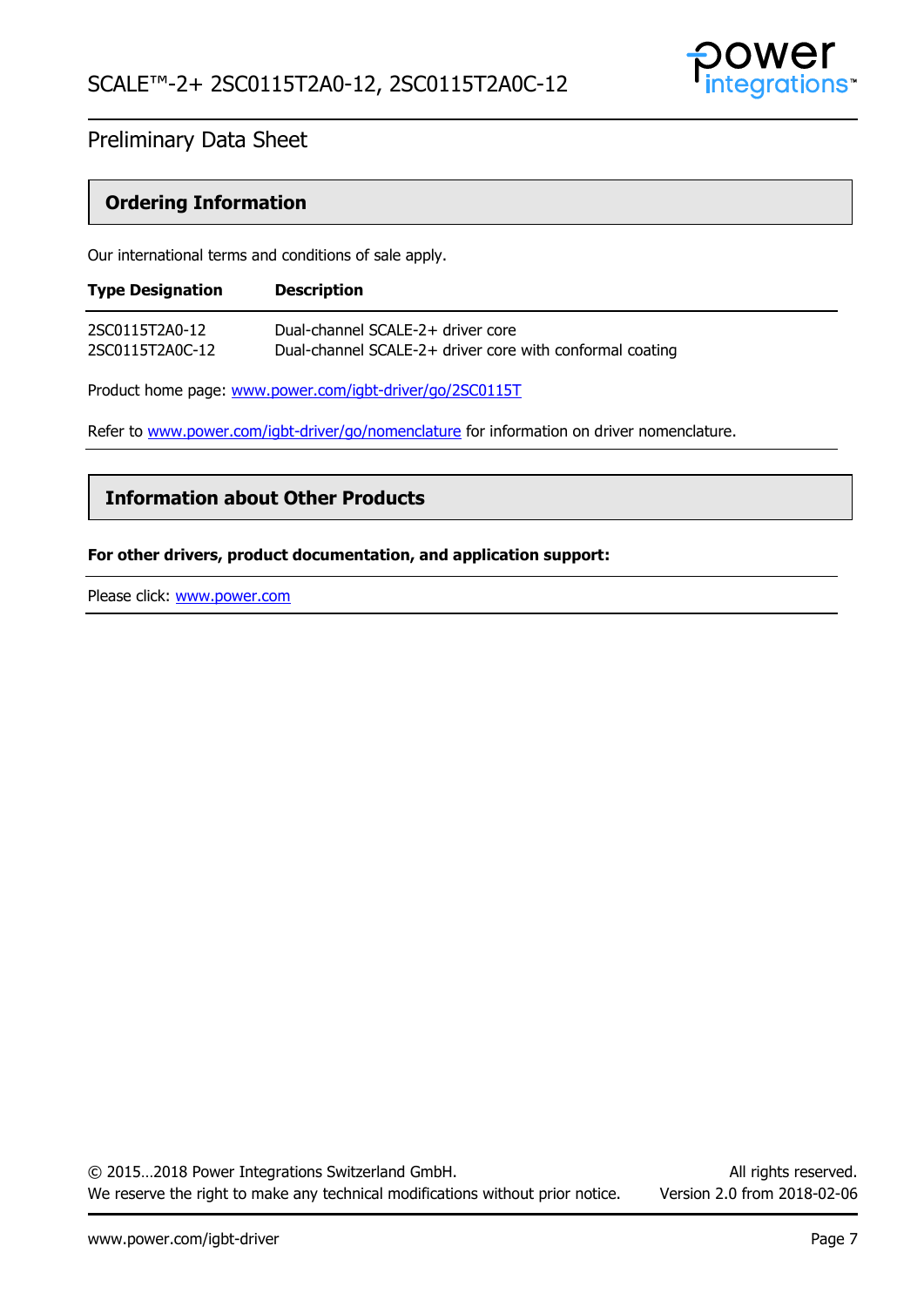## Ordering Information

Our international terms and conditions of sale apply.

| Type Designation | Description |
|---|---|
| 2SC0115T2A0-12 | Dual-channel SCALE-2+ driver core |
| 2SC0115T2A0C-12 | Dual-channel SCALE-2+ driver core with conformal coating |

Product home page: www.power.com/igbt-driver/go/2SC0115T

Refer to www.power.com/igbt-driver/go/nomenclature for information on driver nomenclature.

## Information about Other Products

**For other drivers, product documentation, and application support:**

Please click: www.power.com

© 2015…2018 Power Integrations Switzerland GmbH. All rights reserved.
We reserve the right to make any technical modifications without prior notice. Version 2.0 from 2018-02-06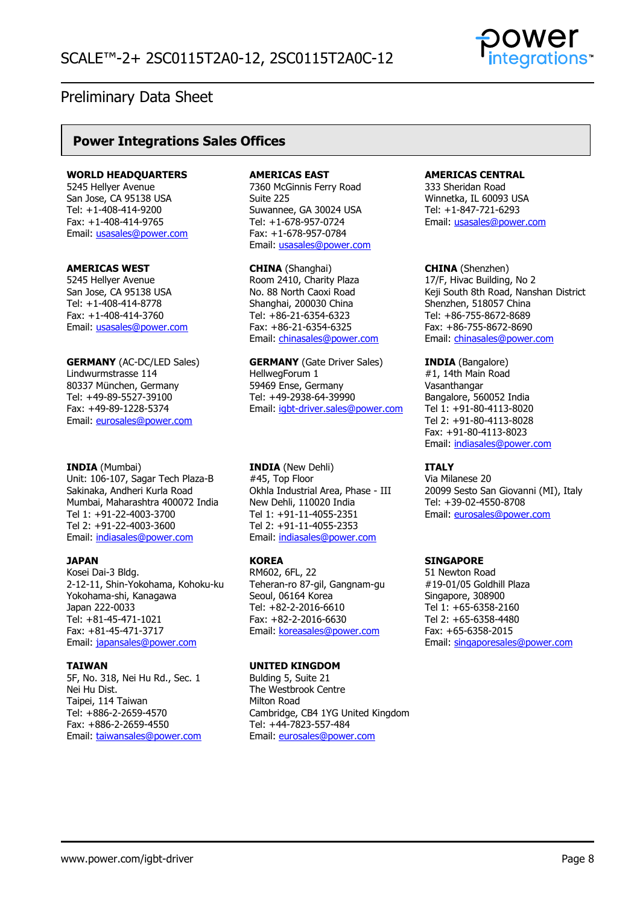## Power Integrations Sales Offices

**WORLD HEADQUARTERS**
5245 Hellyer Avenue
San Jose, CA 95138 USA
Tel: +1-408-414-9200
Fax: +1-408-414-9765
Email: usasales@power.com

**AMERICAS EAST**
7360 McGinnis Ferry Road
Suite 225
Suwannee, GA 30024 USA
Tel: +1-678-957-0724
Fax: +1-678-957-0784
Email: usasales@power.com

**AMERICAS CENTRAL**
333 Sheridan Road
Winnetka, IL 60093 USA
Tel: +1-847-721-6293
Email: usasales@power.com

**AMERICAS WEST**
5245 Hellyer Avenue
San Jose, CA 95138 USA
Tel: +1-408-414-8778
Fax: +1-408-414-3760
Email: usasales@power.com

**CHINA** (Shanghai)
Room 2410, Charity Plaza
No. 88 North Caoxi Road
Shanghai, 200030 China
Tel: +86-21-6354-6323
Fax: +86-21-6354-6325
Email: chinasales@power.com

**CHINA** (Shenzhen)
17/F, Hivac Building, No 2
Keji South 8th Road, Nanshan District
Shenzhen, 518057 China
Tel: +86-755-8672-8689
Fax: +86-755-8672-8690
Email: chinasales@power.com

**GERMANY** (AC-DC/LED Sales)
Lindwurmstrasse 114
80337 München, Germany
Tel: +49-89-5527-39100
Fax: +49-89-1228-5374
Email: eurosales@power.com

**GERMANY** (Gate Driver Sales)
HellwegForum 1
59469 Ense, Germany
Tel: +49-2938-64-39990
Email: igbt-driver.sales@power.com

**INDIA** (Bangalore)
#1, 14th Main Road
Vasanthangar
Bangalore, 560052 India
Tel 1: +91-80-4113-8020
Tel 2: +91-80-4113-8028
Fax: +91-80-4113-8023
Email: indiasales@power.com

**INDIA** (Mumbai)
Unit: 106-107, Sagar Tech Plaza-B
Sakinaka, Andheri Kurla Road
Mumbai, Maharashtra 400072 India
Tel 1: +91-22-4003-3700
Tel 2: +91-22-4003-3600
Email: indiasales@power.com

**INDIA** (New Dehli)
#45, Top Floor
Okhla Industrial Area, Phase - III
New Dehli, 110020 India
Tel 1: +91-11-4055-2351
Tel 2: +91-11-4055-2353
Email: indiasales@power.com

**ITALY**
Via Milanese 20
20099 Sesto San Giovanni (MI), Italy
Tel: +39-02-4550-8708
Email: eurosales@power.com

**JAPAN**
Kosei Dai-3 Bldg.
2-12-11, Shin-Yokohama, Kohoku-ku
Yokohama-shi, Kanagawa
Japan 222-0033
Tel: +81-45-471-1021
Fax: +81-45-471-3717
Email: japansales@power.com

**KOREA**
RM602, 6FL, 22
Teheran-ro 87-gil, Gangnam-gu
Seoul, 06164 Korea
Tel: +82-2-2016-6610
Fax: +82-2-2016-6630
Email: koreasales@power.com

**SINGAPORE**
51 Newton Road
#19-01/05 Goldhill Plaza
Singapore, 308900
Tel 1: +65-6358-2160
Tel 2: +65-6358-4480
Fax: +65-6358-2015
Email: singaporesales@power.com

**TAIWAN**
5F, No. 318, Nei Hu Rd., Sec. 1
Nei Hu Dist.
Taipei, 114 Taiwan
Tel: +886-2-2659-4570
Fax: +886-2-2659-4550
Email: taiwansales@power.com

**UNITED KINGDOM**
Bulding 5, Suite 21
The Westbrook Centre
Milton Road
Cambridge, CB4 1YG United Kingdom
Tel: +44-7823-557-484
Email: eurosales@power.com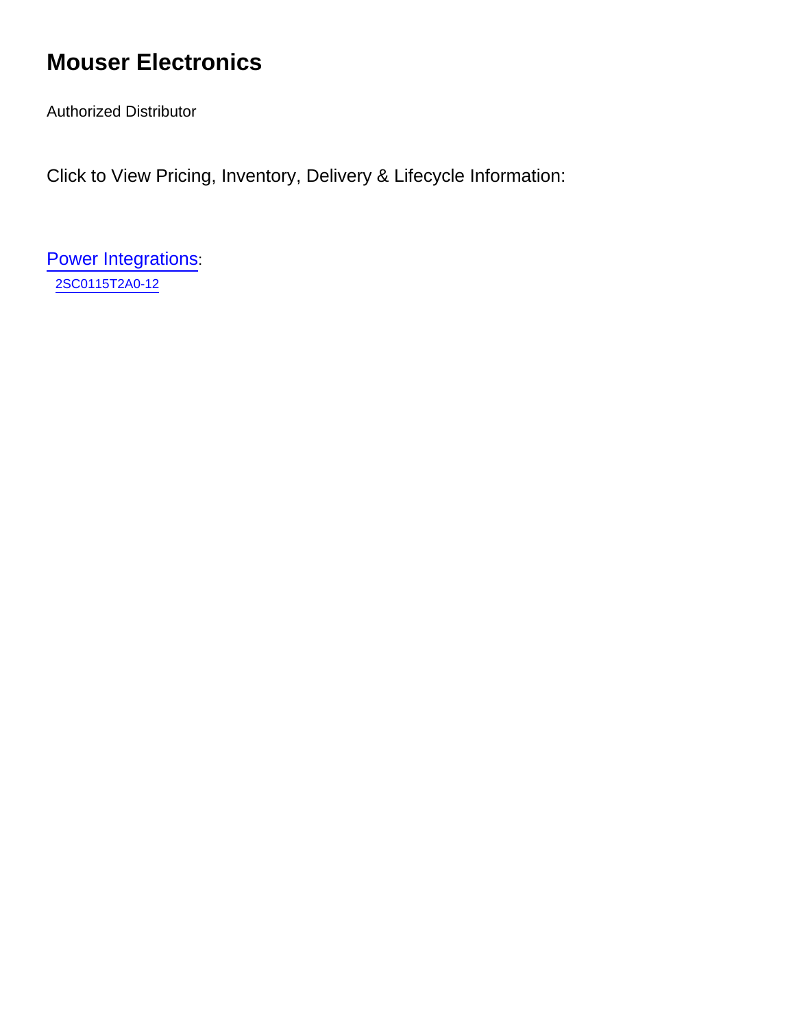# Mouser Electronics

Authorized Distributor

Click to View Pricing, Inventory, Delivery & Lifecycle Information:

Power Integrations:

2SC0115T2A0-12